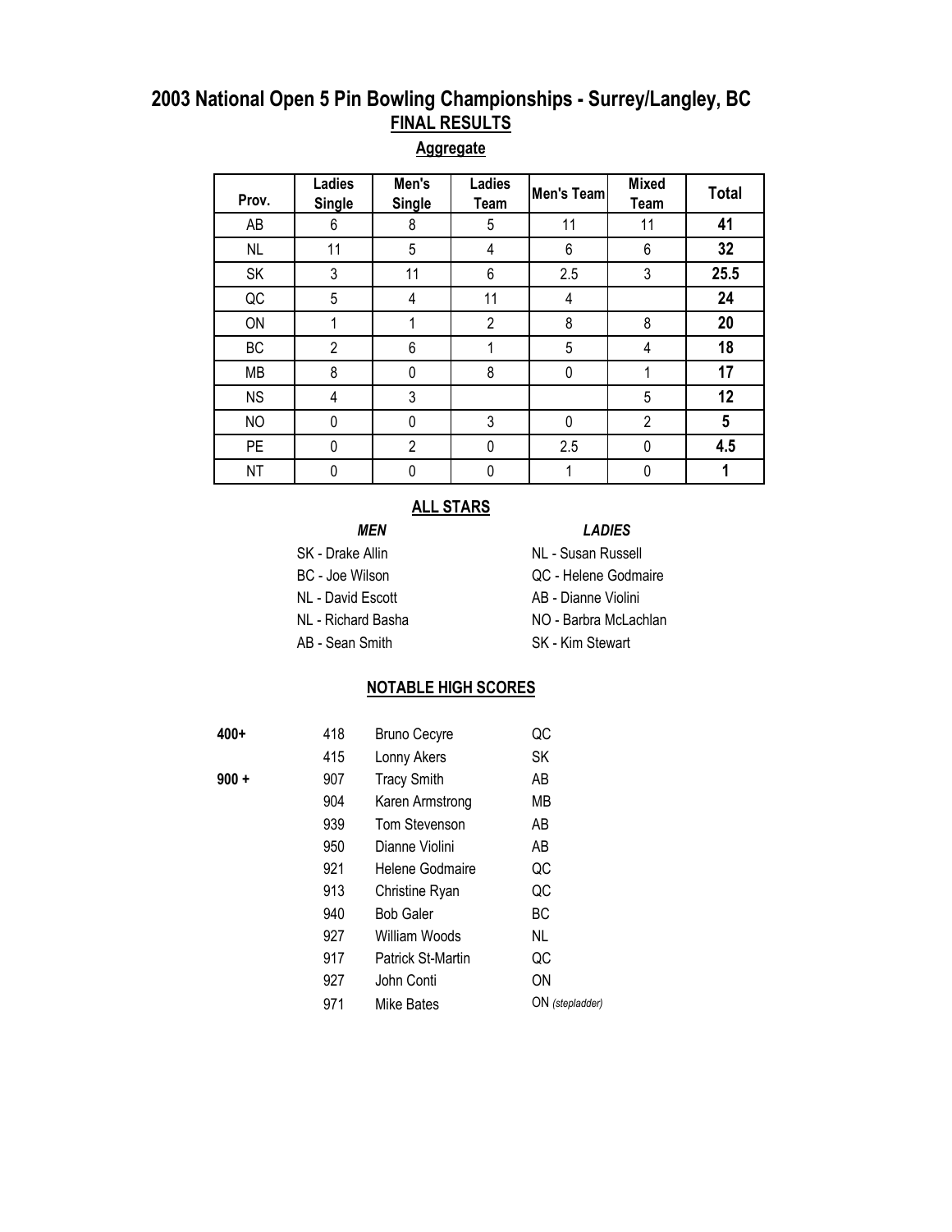# 2003 National Open 5 Pin Bowling Championships - Surrey/Langley, BC

## FINAL RESULTS

### Aggregate

| Prov. | Ladies Single | Men's Single | Ladies Team | Men's Team | Mixed Team | Total |
|---|---|---|---|---|---|---|
| AB | 6 | 8 | 5 | 11 | 11 | **41** |
| NL | 11 | 5 | 4 | 6 | 6 | **32** |
| SK | 3 | 11 | 6 | 2.5 | 3 | **25.5** |
| QC | 5 | 4 | 11 | 4 | | **24** |
| ON | 1 | 1 | 2 | 8 | 8 | **20** |
| BC | 2 | 6 | 1 | 5 | 4 | **18** |
| MB | 8 | 0 | 8 | 0 | 1 | **17** |
| NS | 4 | 3 | | | 5 | **12** |
| NO | 0 | 0 | 3 | 0 | 2 | **5** |
| PE | 0 | 2 | 0 | 2.5 | 0 | **4.5** |
| NT | 0 | 0 | 0 | 1 | 0 | **1** |

### ALL STARS

***MEN***

- SK - Drake Allin
- BC - Joe Wilson
- NL - David Escott
- NL - Richard Basha
- AB - Sean Smith

***LADIES***

- NL - Susan Russell
- QC - Helene Godmaire
- AB - Dianne Violini
- NO - Barbra McLachlan
- SK - Kim Stewart

### NOTABLE HIGH SCORES

| | | | |
|---|---|---|---|
| **400+** | 418 | Bruno Cecyre | QC |
| | 415 | Lonny Akers | SK |
| **900 +** | 907 | Tracy Smith | AB |
| | 904 | Karen Armstrong | MB |
| | 939 | Tom Stevenson | AB |
| | 950 | Dianne Violini | AB |
| | 921 | Helene Godmaire | QC |
| | 913 | Christine Ryan | QC |
| | 940 | Bob Galer | BC |
| | 927 | William Woods | NL |
| | 917 | Patrick St-Martin | QC |
| | 927 | John Conti | ON |
| | 971 | Mike Bates | ON *(stepladder)* |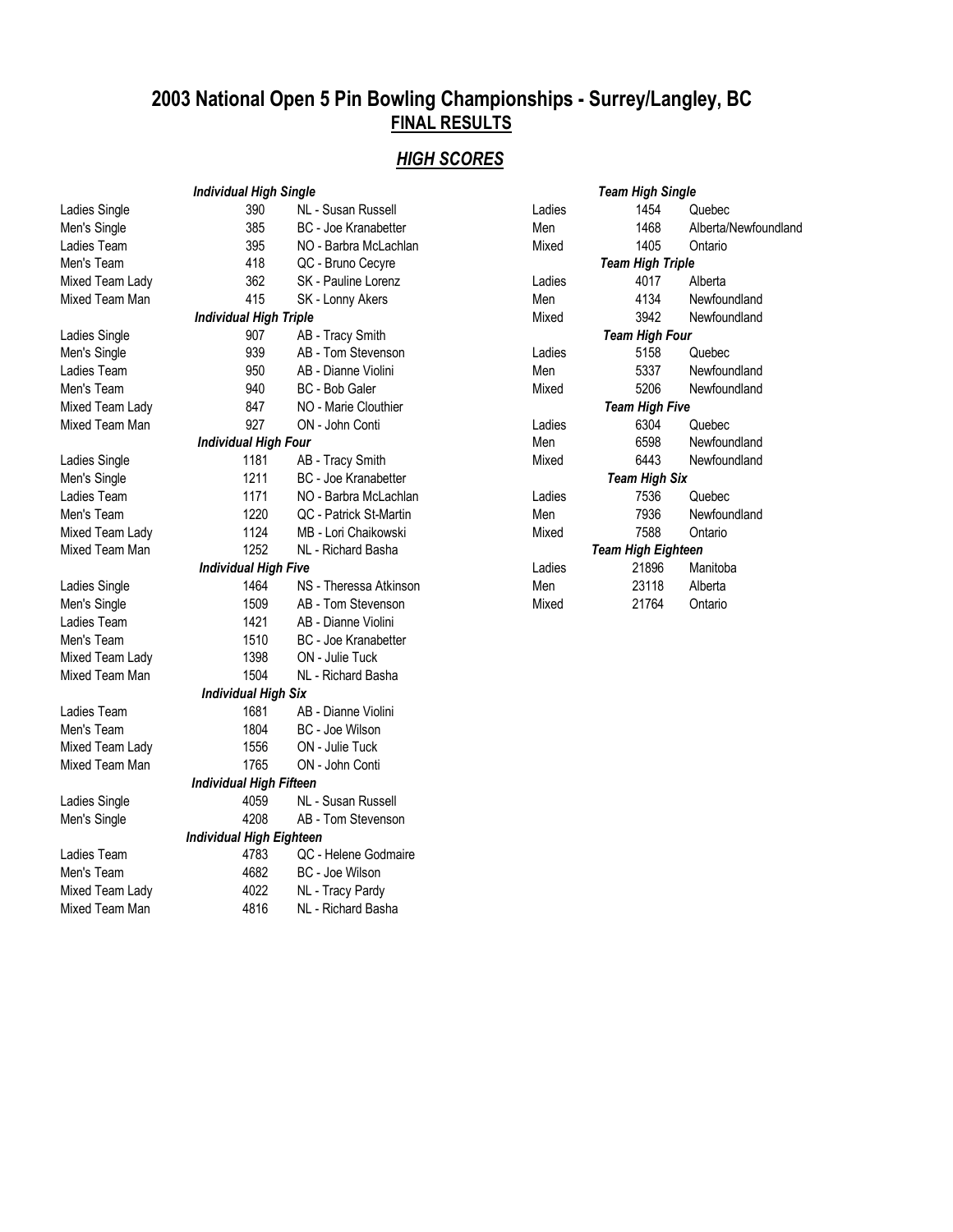# 2003 National Open 5 Pin Bowling Championships - Surrey/Langley, BC

## FINAL RESULTS

## *HIGH SCORES*

### *Individual High Single*

| | | |
|---|---|---|
| Ladies Single | 390 | NL - Susan Russell |
| Men's Single | 385 | BC - Joe Kranabetter |
| Ladies Team | 395 | NO - Barbra McLachlan |
| Men's Team | 418 | QC - Bruno Cecyre |
| Mixed Team Lady | 362 | SK - Pauline Lorenz |
| Mixed Team Man | 415 | SK - Lonny Akers |

### *Individual High Triple*

| | | |
|---|---|---|
| Ladies Single | 907 | AB - Tracy Smith |
| Men's Single | 939 | AB - Tom Stevenson |
| Ladies Team | 950 | AB - Dianne Violini |
| Men's Team | 940 | BC - Bob Galer |
| Mixed Team Lady | 847 | NO - Marie Clouthier |
| Mixed Team Man | 927 | ON - John Conti |

### *Individual High Four*

| | | |
|---|---|---|
| Ladies Single | 1181 | AB - Tracy Smith |
| Men's Single | 1211 | BC - Joe Kranabetter |
| Ladies Team | 1171 | NO - Barbra McLachlan |
| Men's Team | 1220 | QC - Patrick St-Martin |
| Mixed Team Lady | 1124 | MB - Lori Chaikowski |
| Mixed Team Man | 1252 | NL - Richard Basha |

### *Individual High Five*

| | | |
|---|---|---|
| Ladies Single | 1464 | NS - Theressa Atkinson |
| Men's Single | 1509 | AB - Tom Stevenson |
| Ladies Team | 1421 | AB - Dianne Violini |
| Men's Team | 1510 | BC - Joe Kranabetter |
| Mixed Team Lady | 1398 | ON - Julie Tuck |
| Mixed Team Man | 1504 | NL - Richard Basha |

### *Individual High Six*

| | | |
|---|---|---|
| Ladies Team | 1681 | AB - Dianne Violini |
| Men's Team | 1804 | BC - Joe Wilson |
| Mixed Team Lady | 1556 | ON - Julie Tuck |
| Mixed Team Man | 1765 | ON - John Conti |

### *Individual High Fifteen*

| | | |
|---|---|---|
| Ladies Single | 4059 | NL - Susan Russell |
| Men's Single | 4208 | AB - Tom Stevenson |

### *Individual High Eighteen*

| | | |
|---|---|---|
| Ladies Team | 4783 | QC - Helene Godmaire |
| Men's Team | 4682 | BC - Joe Wilson |
| Mixed Team Lady | 4022 | NL - Tracy Pardy |
| Mixed Team Man | 4816 | NL - Richard Basha |

### *Team High Single*

| | | |
|---|---|---|
| Ladies | 1454 | Quebec |
| Men | 1468 | Alberta/Newfoundland |
| Mixed | 1405 | Ontario |

### *Team High Triple*

| | | |
|---|---|---|
| Ladies | 4017 | Alberta |
| Men | 4134 | Newfoundland |
| Mixed | 3942 | Newfoundland |

### *Team High Four*

| | | |
|---|---|---|
| Ladies | 5158 | Quebec |
| Men | 5337 | Newfoundland |
| Mixed | 5206 | Newfoundland |

### *Team High Five*

| | | |
|---|---|---|
| Ladies | 6304 | Quebec |
| Men | 6598 | Newfoundland |
| Mixed | 6443 | Newfoundland |

### *Team High Six*

| | | |
|---|---|---|
| Ladies | 7536 | Quebec |
| Men | 7936 | Newfoundland |
| Mixed | 7588 | Ontario |

### *Team High Eighteen*

| | | |
|---|---|---|
| Ladies | 21896 | Manitoba |
| Men | 23118 | Alberta |
| Mixed | 21764 | Ontario |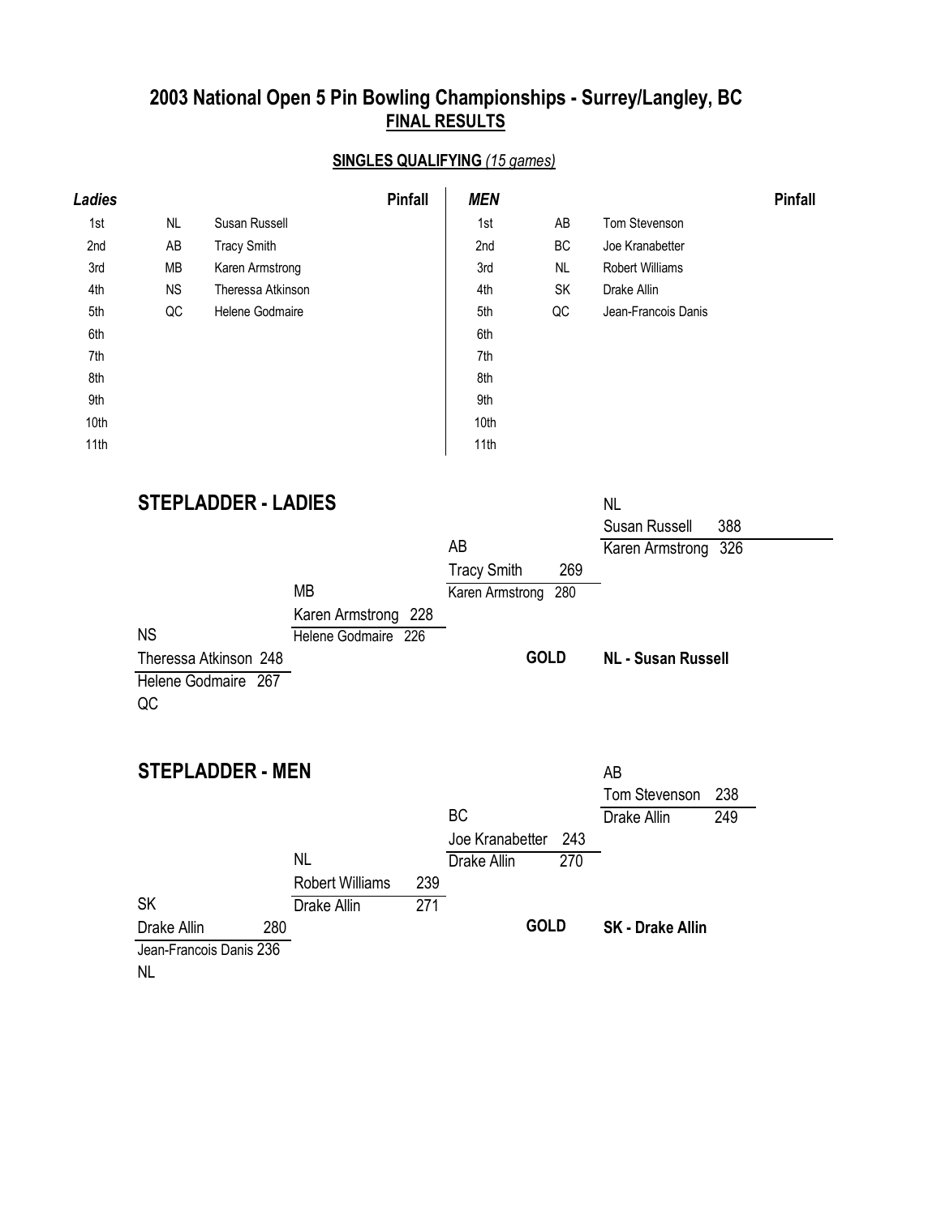# 2003 National Open 5 Pin Bowling Championships - Surrey/Langley, BC

## FINAL RESULTS

### SINGLES QUALIFYING *(15 games)*

| *Ladies* | | | Pinfall | *MEN* | | | Pinfall |
|---|---|---|---|---|---|---|---|
| 1st | NL | Susan Russell | | 1st | AB | Tom Stevenson | |
| 2nd | AB | Tracy Smith | | 2nd | BC | Joe Kranabetter | |
| 3rd | MB | Karen Armstrong | | 3rd | NL | Robert Williams | |
| 4th | NS | Theressa Atkinson | | 4th | SK | Drake Allin | |
| 5th | QC | Helene Godmaire | | 5th | QC | Jean-Francois Danis | |
| 6th | | | | 6th | | | |
| 7th | | | | 7th | | | |
| 8th | | | | 8th | | | |
| 9th | | | | 9th | | | |
| 10th | | | | 10th | | | |
| 11th | | | | 11th | | | |

## STEPLADDER - LADIES

| Match | Bowler | Score |
|---|---|---|
| 1 | NS - Theressa Atkinson | 248 |
| | QC - Helene Godmaire | 267 |
| 2 | MB - Karen Armstrong | 228 |
| | Helene Godmaire | 226 |
| 3 | AB - Tracy Smith | 269 |
| | Karen Armstrong | 280 |
| 4 | NL - Susan Russell | 388 |
| | Karen Armstrong | 326 |

**GOLD** **NL - Susan Russell**

## STEPLADDER - MEN

| Match | Bowler | Score |
|---|---|---|
| 1 | SK - Drake Allin | 280 |
| | NL - Jean-Francois Danis | 236 |
| 2 | NL - Robert Williams | 239 |
| | Drake Allin | 271 |
| 3 | BC - Joe Kranabetter | 243 |
| | Drake Allin | 270 |
| 4 | AB - Tom Stevenson | 238 |
| | Drake Allin | 249 |

**GOLD** **SK - Drake Allin**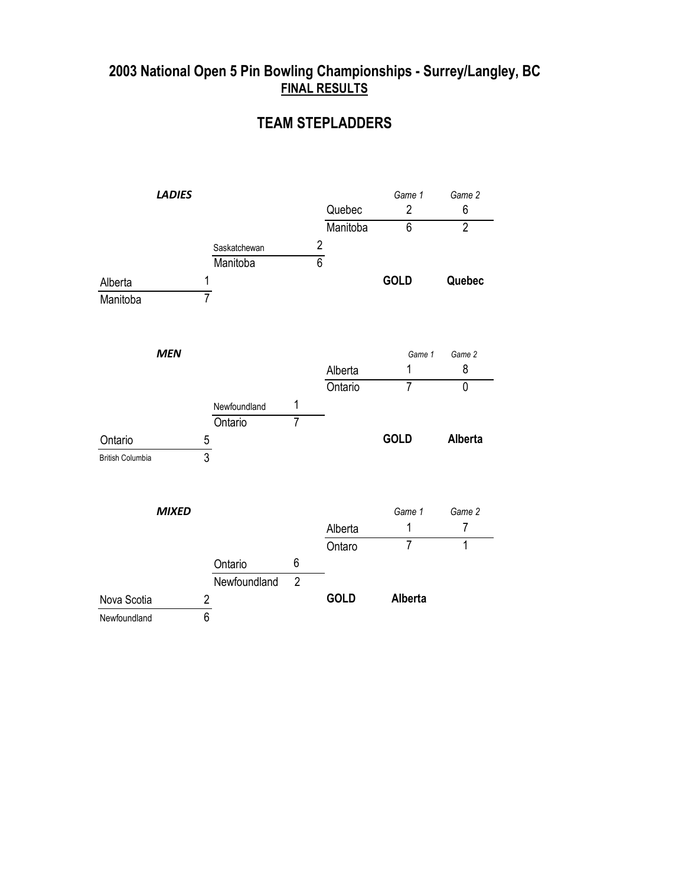# 2003 National Open 5 Pin Bowling Championships - Surrey/Langley, BC

**FINAL RESULTS**

## TEAM STEPLADDERS

### *LADIES*

| Team | Score |
|---|---|
| Alberta | 1 |
| Manitoba | 7 |

| Team | Score |
|---|---|
| Saskatchewan | 2 |
| Manitoba | 6 |

| Team | Game 1 | Game 2 |
|---|---|---|
| Quebec | 2 | 6 |
| Manitoba | 6 | 2 |

**GOLD** **Quebec**

### *MEN*

| Team | Score |
|---|---|
| Ontario | 5 |
| British Columbia | 3 |

| Team | Score |
|---|---|
| Newfoundland | 1 |
| Ontario | 7 |

| Team | Game 1 | Game 2 |
|---|---|---|
| Alberta | 1 | 8 |
| Ontario | 7 | 0 |

**GOLD** **Alberta**

### *MIXED*

| Team | Score |
|---|---|
| Nova Scotia | 2 |
| Newfoundland | 6 |

| Team | Score |
|---|---|
| Ontario | 6 |
| Newfoundland | 2 |

| Team | Game 1 | Game 2 |
|---|---|---|
| Alberta | 1 | 7 |
| Ontaro | 7 | 1 |

**GOLD** **Alberta**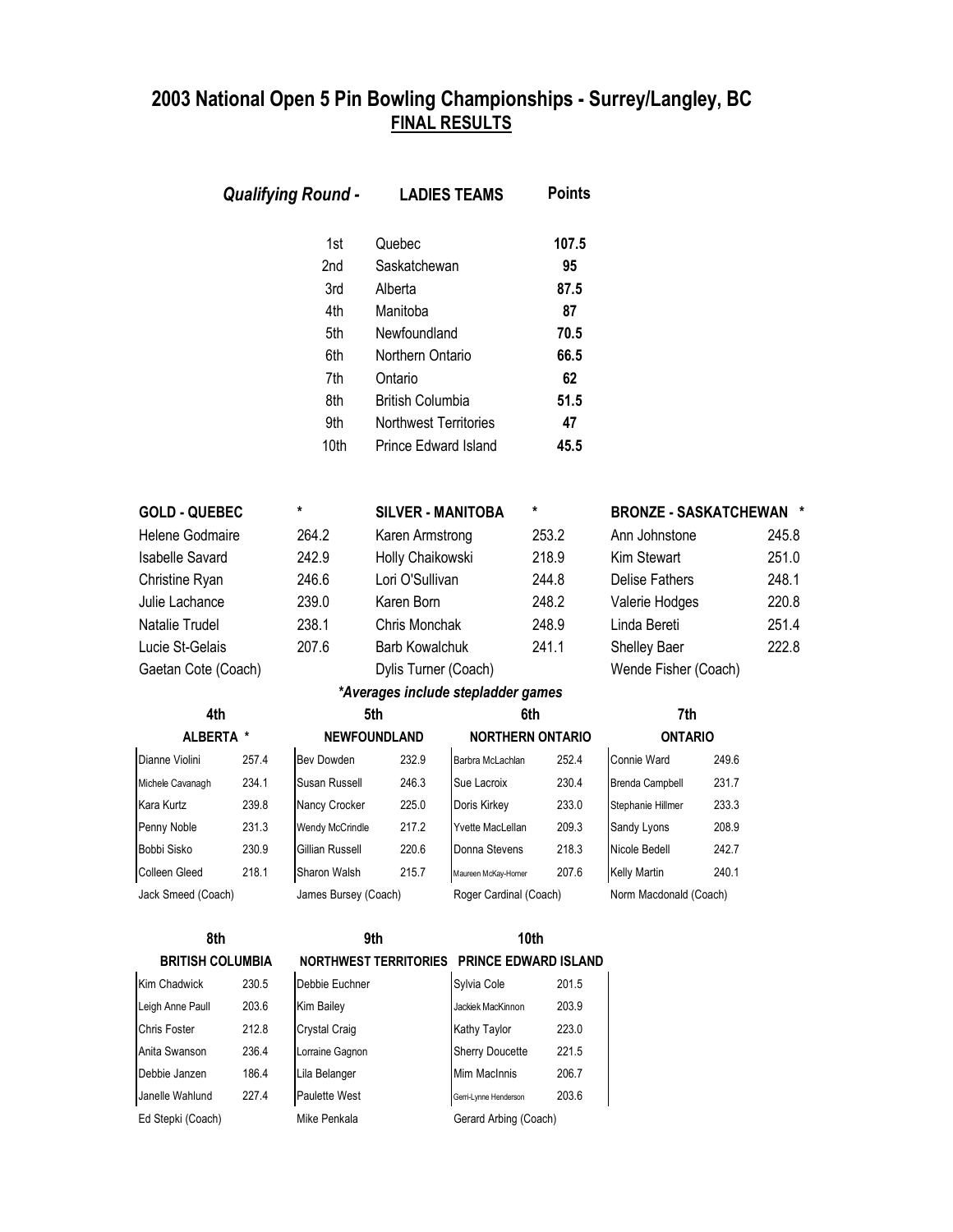## 2003 National Open 5 Pin Bowling Championships - Surrey/Langley, BC

**FINAL RESULTS**

| *Qualifying Round -* | LADIES TEAMS | Points |
|---|---|---|
| 1st | Quebec | **107.5** |
| 2nd | Saskatchewan | **95** |
| 3rd | Alberta | **87.5** |
| 4th | Manitoba | **87** |
| 5th | Newfoundland | **70.5** |
| 6th | Northern Ontario | **66.5** |
| 7th | Ontario | **62** |
| 8th | British Columbia | **51.5** |
| 9th | Northwest Territories | **47** |
| 10th | Prince Edward Island | **45.5** |

| GOLD - QUEBEC | * | SILVER - MANITOBA | * | BRONZE - SASKATCHEWAN | * |
|---|---|---|---|---|---|
| Helene Godmaire | 264.2 | Karen Armstrong | 253.2 | Ann Johnstone | 245.8 |
| Isabelle Savard | 242.9 | Holly Chaikowski | 218.9 | Kim Stewart | 251.0 |
| Christine Ryan | 246.6 | Lori O'Sullivan | 244.8 | Delise Fathers | 248.1 |
| Julie Lachance | 239.0 | Karen Born | 248.2 | Valerie Hodges | 220.8 |
| Natalie Trudel | 238.1 | Chris Monchak | 248.9 | Linda Bereti | 251.4 |
| Lucie St-Gelais | 207.6 | Barb Kowalchuk | 241.1 | Shelley Baer | 222.8 |
| Gaetan Cote (Coach) | | Dylis Turner (Coach) | | Wende Fisher (Coach) | |

*\*Averages include stepladder games*

| 4th | | 5th | | 6th | | 7th | |
|---|---|---|---|---|---|---|---|
| ALBERTA * | | NEWFOUNDLAND | | NORTHERN ONTARIO | | ONTARIO | |
| Dianne Violini | 257.4 | Bev Dowden | 232.9 | Barbra McLachlan | 252.4 | Connie Ward | 249.6 |
| Michele Cavanagh | 234.1 | Susan Russell | 246.3 | Sue Lacroix | 230.4 | Brenda Campbell | 231.7 |
| Kara Kurtz | 239.8 | Nancy Crocker | 225.0 | Doris Kirkey | 233.0 | Stephanie Hillmer | 233.3 |
| Penny Noble | 231.3 | Wendy McCrindle | 217.2 | Yvette MacLellan | 209.3 | Sandy Lyons | 208.9 |
| Bobbi Sisko | 230.9 | Gillian Russell | 220.6 | Donna Stevens | 218.3 | Nicole Bedell | 242.7 |
| Colleen Gleed | 218.1 | Sharon Walsh | 215.7 | Maureen McKay-Horner | 207.6 | Kelly Martin | 240.1 |
| Jack Smeed (Coach) | | James Bursey (Coach) | | Roger Cardinal (Coach) | | Norm Macdonald (Coach) | |

| 8th | | 9th | 10th | |
|---|---|---|---|---|
| BRITISH COLUMBIA | | NORTHWEST TERRITORIES | PRINCE EDWARD ISLAND | |
| Kim Chadwick | 230.5 | Debbie Euchner | Sylvia Cole | 201.5 |
| Leigh Anne Paull | 203.6 | Kim Bailey | Jackiek MacKinnon | 203.9 |
| Chris Foster | 212.8 | Crystal Craig | Kathy Taylor | 223.0 |
| Anita Swanson | 236.4 | Lorraine Gagnon | Sherry Doucette | 221.5 |
| Debbie Janzen | 186.4 | Lila Belanger | Mim MacInnis | 206.7 |
| Janelle Wahlund | 227.4 | Paulette West | Gerri-Lynne Henderson | 203.6 |
| Ed Stepki (Coach) | | Mike Penkala | Gerard Arbing (Coach) | |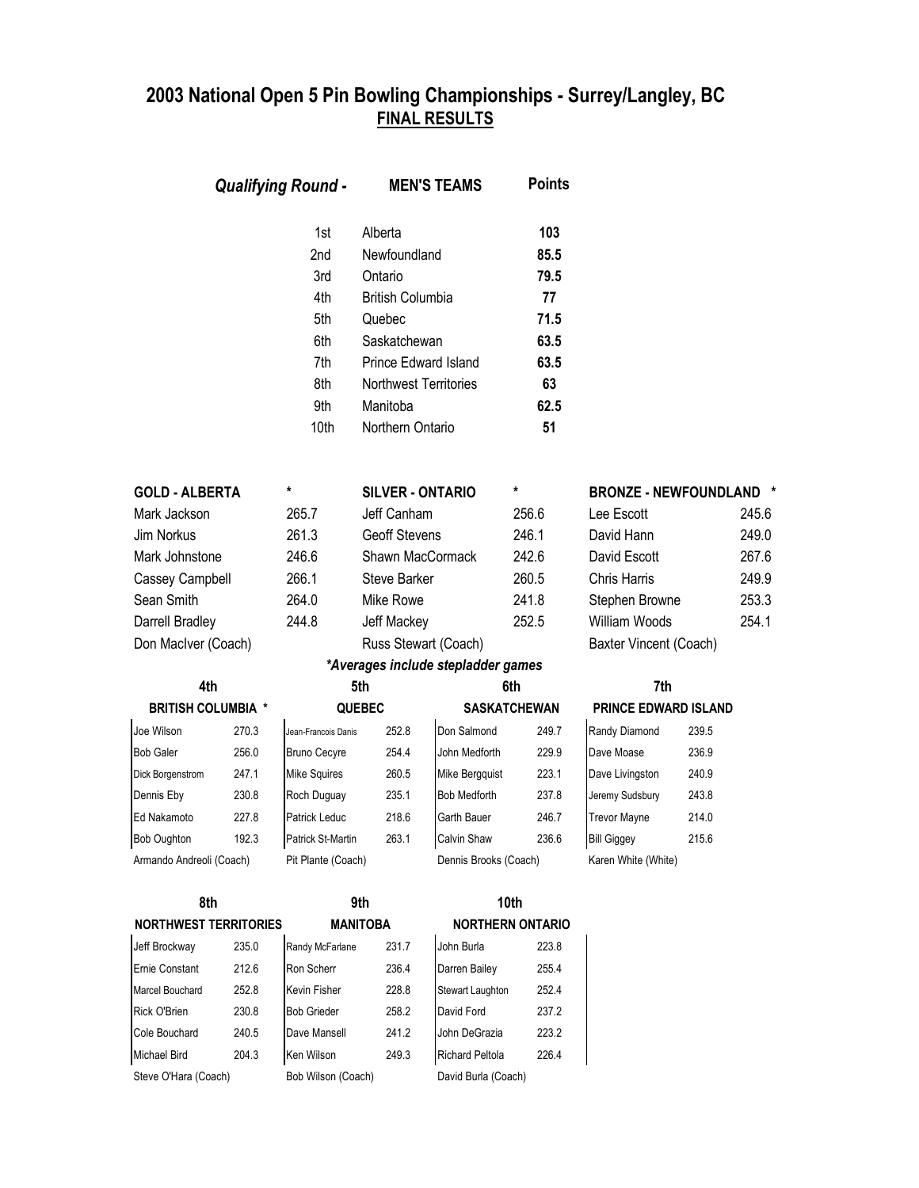## 2003 National Open 5 Pin Bowling Championships - Surrey/Langley, BC
## FINAL RESULTS

| *Qualifying Round -* | MEN'S TEAMS | Points |
|---|---|---|
| 1st | Alberta | **103** |
| 2nd | Newfoundland | **85.5** |
| 3rd | Ontario | **79.5** |
| 4th | British Columbia | **77** |
| 5th | Quebec | **71.5** |
| 6th | Saskatchewan | **63.5** |
| 7th | Prince Edward Island | **63.5** |
| 8th | Northwest Territories | **63** |
| 9th | Manitoba | **62.5** |
| 10th | Northern Ontario | **51** |

| **GOLD - ALBERTA** | * | **SILVER - ONTARIO** | * | **BRONZE - NEWFOUNDLAND** | * |
|---|---|---|---|---|---|
| Mark Jackson | 265.7 | Jeff Canham | 256.6 | Lee Escott | 245.6 |
| Jim Norkus | 261.3 | Geoff Stevens | 246.1 | David Hann | 249.0 |
| Mark Johnstone | 246.6 | Shawn MacCormack | 242.6 | David Escott | 267.6 |
| Cassey Campbell | 266.1 | Steve Barker | 260.5 | Chris Harris | 249.9 |
| Sean Smith | 264.0 | Mike Rowe | 241.8 | Stephen Browne | 253.3 |
| Darrell Bradley | 244.8 | Jeff Mackey | 252.5 | William Woods | 254.1 |
| Don MacIver (Coach) | | Russ Stewart (Coach) | | Baxter Vincent (Coach) | |

*\*Averages include stepladder games*

| 4th | | 5th | | 6th | | 7th | |
|---|---|---|---|---|---|---|---|
| **BRITISH COLUMBIA \*** | | **QUEBEC** | | **SASKATCHEWAN** | | **PRINCE EDWARD ISLAND** | |
| Joe Wilson | 270.3 | Jean-Francois Danis | 252.8 | Don Salmond | 249.7 | Randy Diamond | 239.5 |
| Bob Galer | 256.0 | Bruno Cecyre | 254.4 | John Medforth | 229.9 | Dave Moase | 236.9 |
| Dick Borgenstrom | 247.1 | Mike Squires | 260.5 | Mike Bergquist | 223.1 | Dave Livingston | 240.9 |
| Dennis Eby | 230.8 | Roch Duguay | 235.1 | Bob Medforth | 237.8 | Jeremy Sudsbury | 243.8 |
| Ed Nakamoto | 227.8 | Patrick Leduc | 218.6 | Garth Bauer | 246.7 | Trevor Mayne | 214.0 |
| Bob Oughton | 192.3 | Patrick St-Martin | 263.1 | Calvin Shaw | 236.6 | Bill Giggey | 215.6 |
| Armando Andreoli (Coach) | | Pit Plante (Coach) | | Dennis Brooks (Coach) | | Karen White (White) | |

| 8th | | 9th | | 10th | |
|---|---|---|---|---|---|
| **NORTHWEST TERRITORIES** | | **MANITOBA** | | **NORTHERN ONTARIO** | |
| Jeff Brockway | 235.0 | Randy McFarlane | 231.7 | John Burla | 223.8 |
| Ernie Constant | 212.6 | Ron Scherr | 236.4 | Darren Bailey | 255.4 |
| Marcel Bouchard | 252.8 | Kevin Fisher | 228.8 | Stewart Laughton | 252.4 |
| Rick O'Brien | 230.8 | Bob Grieder | 258.2 | David Ford | 237.2 |
| Cole Bouchard | 240.5 | Dave Mansell | 241.2 | John DeGrazia | 223.2 |
| Michael Bird | 204.3 | Ken Wilson | 249.3 | Richard Peltola | 226.4 |
| Steve O'Hara (Coach) | | Bob Wilson (Coach) | | David Burla (Coach) | |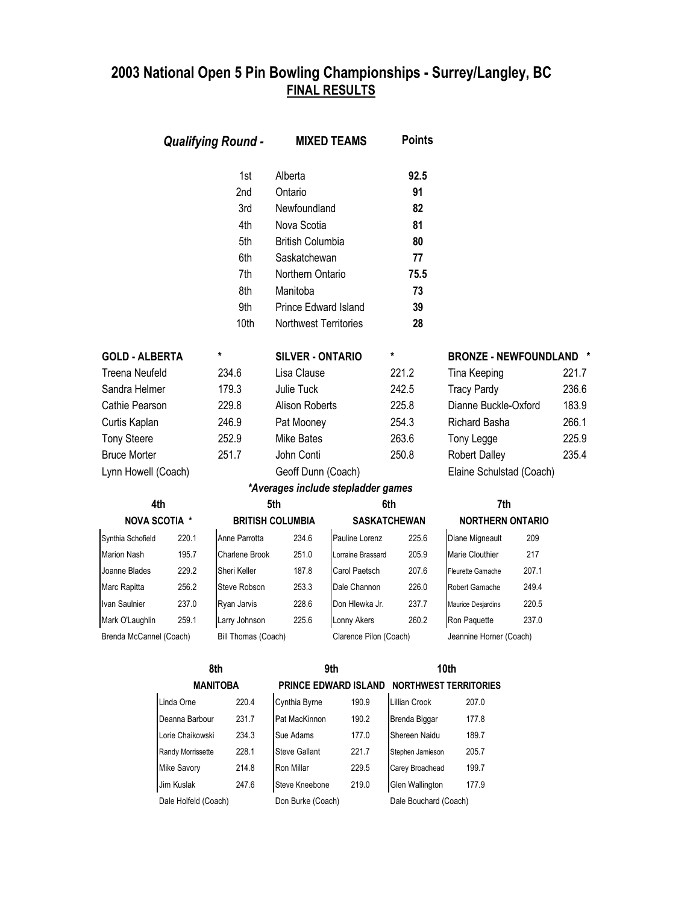# 2003 National Open 5 Pin Bowling Championships - Surrey/Langley, BC

## FINAL RESULTS

### *Qualifying Round -* MIXED TEAMS

| | | Points |
|---|---|---|
| 1st | Alberta | **92.5** |
| 2nd | Ontario | **91** |
| 3rd | Newfoundland | **82** |
| 4th | Nova Scotia | **81** |
| 5th | British Columbia | **80** |
| 6th | Saskatchewan | **77** |
| 7th | Northern Ontario | **75.5** |
| 8th | Manitoba | **73** |
| 9th | Prince Edward Island | **39** |
| 10th | Northwest Territories | **28** |

| GOLD - ALBERTA | * | SILVER - ONTARIO | * | BRONZE - NEWFOUNDLAND | * |
|---|---|---|---|---|---|
| Treena Neufeld | 234.6 | Lisa Clause | 221.2 | Tina Keeping | 221.7 |
| Sandra Helmer | 179.3 | Julie Tuck | 242.5 | Tracy Pardy | 236.6 |
| Cathie Pearson | 229.8 | Alison Roberts | 225.8 | Dianne Buckle-Oxford | 183.9 |
| Curtis Kaplan | 246.9 | Pat Mooney | 254.3 | Richard Basha | 266.1 |
| Tony Steere | 252.9 | Mike Bates | 263.6 | Tony Legge | 225.9 |
| Bruce Morter | 251.7 | John Conti | 250.8 | Robert Dalley | 235.4 |
| Lynn Howell (Coach) | | Geoff Dunn (Coach) | | Elaine Schulstad (Coach) | |

*\*Averages include stepladder games*

| 4th | | 5th | | 6th | | 7th | |
|---|---|---|---|---|---|---|---|
| **NOVA SCOTIA \*** | | **BRITISH COLUMBIA** | | **SASKATCHEWAN** | | **NORTHERN ONTARIO** | |
| Synthia Schofield | 220.1 | Anne Parrotta | 234.6 | Pauline Lorenz | 225.6 | Diane Migneault | 209 |
| Marion Nash | 195.7 | Charlene Brook | 251.0 | Lorraine Brassard | 205.9 | Marie Clouthier | 217 |
| Joanne Blades | 229.2 | Sheri Keller | 187.8 | Carol Paetsch | 207.6 | Fleurette Gamache | 207.1 |
| Marc Rapitta | 256.2 | Steve Robson | 253.3 | Dale Channon | 226.0 | Robert Gamache | 249.4 |
| Ivan Saulnier | 237.0 | Ryan Jarvis | 228.6 | Don Hlewka Jr. | 237.7 | Maurice Desjardins | 220.5 |
| Mark O'Laughlin | 259.1 | Larry Johnson | 225.6 | Lonny Akers | 260.2 | Ron Paquette | 237.0 |
| Brenda McCannel (Coach) | | Bill Thomas (Coach) | | Clarence Pilon (Coach) | | Jeannine Horner (Coach) | |

| 8th | | 9th | | 10th | |
|---|---|---|---|---|---|
| **MANITOBA** | | **PRINCE EDWARD ISLAND** | | **NORTHWEST TERRITORIES** | |
| Linda Orne | 220.4 | Cynthia Byrne | 190.9 | Lillian Crook | 207.0 |
| Deanna Barbour | 231.7 | Pat MacKinnon | 190.2 | Brenda Biggar | 177.8 |
| Lorie Chaikowski | 234.3 | Sue Adams | 177.0 | Shereen Naidu | 189.7 |
| Randy Morrissette | 228.1 | Steve Gallant | 221.7 | Stephen Jamieson | 205.7 |
| Mike Savory | 214.8 | Ron Millar | 229.5 | Carey Broadhead | 199.7 |
| Jim Kuslak | 247.6 | Steve Kneebone | 219.0 | Glen Wallington | 177.9 |
| Dale Holfeld (Coach) | | Don Burke (Coach) | | Dale Bouchard (Coach) | |